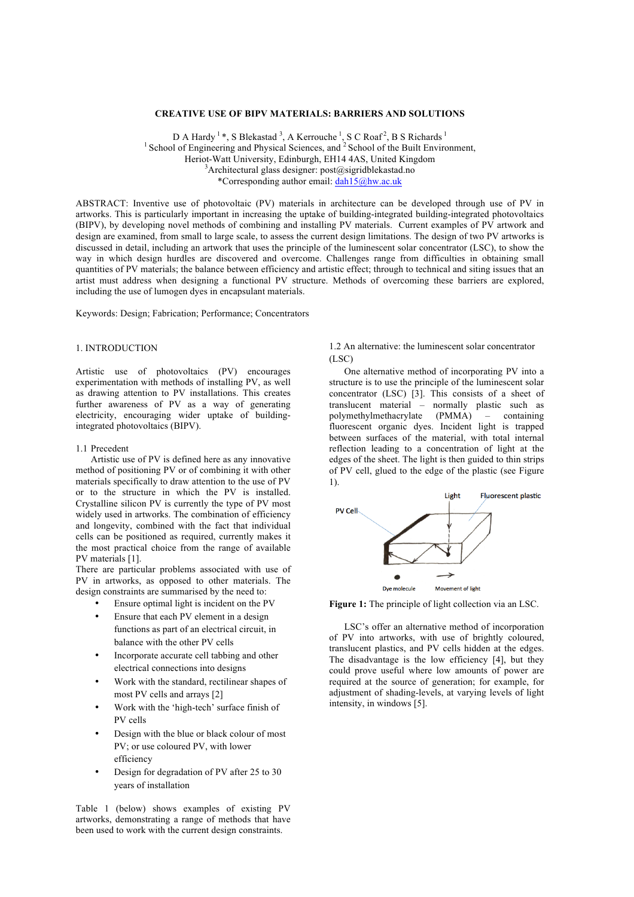# CREATIVE USE OF BIPV MATERIALS: BARRIERS AND SOLUTIONS

D A Hardy [1] *, S Blekastad [3], A Kerrouche [1], S C Roaf [2], B S Richards [1]

[1] School of Engineering and Physical Sciences, and [2] School of the Built Environment,
Heriot-Watt University, Edinburgh, EH14 4AS, United Kingdom
[3] Architectural glass designer: post@sigridblekastad.no
*Corresponding author email: dah15@hw.ac.uk

ABSTRACT: Inventive use of photovoltaic (PV) materials in architecture can be developed through use of PV in artworks. This is particularly important in increasing the uptake of building-integrated building-integrated photovoltaics (BIPV), by developing novel methods of combining and installing PV materials. Current examples of PV artwork and design are examined, from small to large scale, to assess the current design limitations. The design of two PV artworks is discussed in detail, including an artwork that uses the principle of the luminescent solar concentrator (LSC), to show the way in which design hurdles are discovered and overcome. Challenges range from difficulties in obtaining small quantities of PV materials; the balance between efficiency and artistic effect; through to technical and siting issues that an artist must address when designing a functional PV structure. Methods of overcoming these barriers are explored, including the use of lumogen dyes in encapsulant materials.

Keywords: Design; Fabrication; Performance; Concentrators

## 1. INTRODUCTION

Artistic use of photovoltaics (PV) encourages experimentation with methods of installing PV, as well as drawing attention to PV installations. This creates further awareness of PV as a way of generating electricity, encouraging wider uptake of building-integrated photovoltaics (BIPV).

### 1.1 Precedent

Artistic use of PV is defined here as any innovative method of positioning PV or of combining it with other materials specifically to draw attention to the use of PV or to the structure in which the PV is installed. Crystalline silicon PV is currently the type of PV most widely used in artworks. The combination of efficiency and longevity, combined with the fact that individual cells can be positioned as required, currently makes it the most practical choice from the range of available PV materials [1].

There are particular problems associated with use of PV in artworks, as opposed to other materials. The design constraints are summarised by the need to:

- Ensure optimal light is incident on the PV
- Ensure that each PV element in a design functions as part of an electrical circuit, in balance with the other PV cells
- Incorporate accurate cell tabbing and other electrical connections into designs
- Work with the standard, rectilinear shapes of most PV cells and arrays [2]
- Work with the 'high-tech' surface finish of PV cells
- Design with the blue or black colour of most PV; or use coloured PV, with lower efficiency
- Design for degradation of PV after 25 to 30 years of installation

Table 1 (below) shows examples of existing PV artworks, demonstrating a range of methods that have been used to work with the current design constraints.

### 1.2 An alternative: the luminescent solar concentrator (LSC)

One alternative method of incorporating PV into a structure is to use the principle of the luminescent solar concentrator (LSC) [3]. This consists of a sheet of translucent material – normally plastic such as polymethylmethacrylate (PMMA) – containing fluorescent organic dyes. Incident light is trapped between surfaces of the material, with total internal reflection leading to a concentration of light at the edges of the sheet. The light is then guided to thin strips of PV cell, glued to the edge of the plastic (see Figure 1).

**Figure 1:** The principle of light collection via an LSC.

LSC's offer an alternative method of incorporation of PV into artworks, with use of brightly coloured, translucent plastics, and PV cells hidden at the edges. The disadvantage is the low efficiency [4], but they could prove useful where low amounts of power are required at the source of generation; for example, for adjustment of shading-levels, at varying levels of light intensity, in windows [5].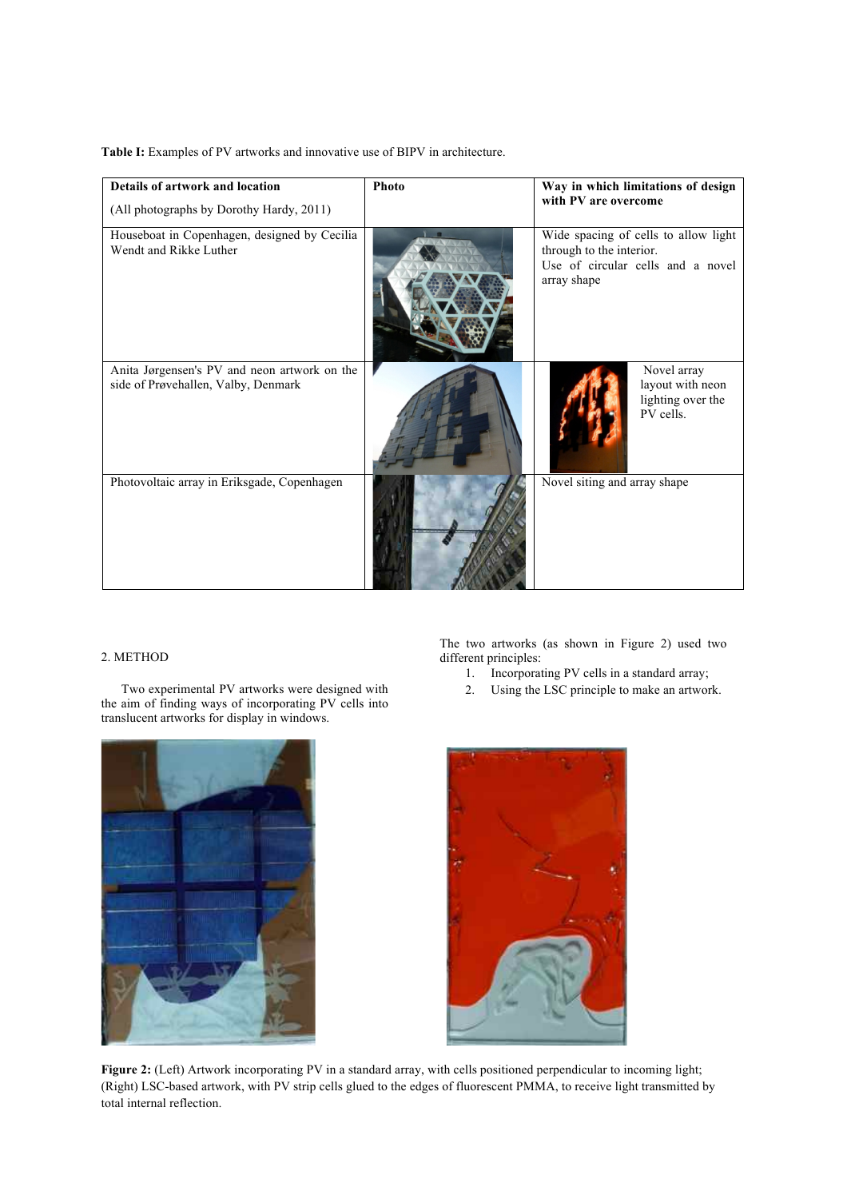**Table I:** Examples of PV artworks and innovative use of BIPV in architecture.

| Details of artwork and location (All photographs by Dorothy Hardy, 2011) | Photo | Way in which limitations of design with PV are overcome |
| --- | --- | --- |
| Houseboat in Copenhagen, designed by Cecilia Wendt and Rikke Luther | | Wide spacing of cells to allow light through to the interior. Use of circular cells and a novel array shape |
| Anita Jørgensen's PV and neon artwork on the side of Prøvehallen, Valby, Denmark | | Novel array layout with neon lighting over the PV cells. |
| Photovoltaic array in Eriksgade, Copenhagen | | Novel siting and array shape |

## 2. METHOD

Two experimental PV artworks were designed with the aim of finding ways of incorporating PV cells into translucent artworks for display in windows.

The two artworks (as shown in Figure 2) used two different principles:

1. Incorporating PV cells in a standard array;
2. Using the LSC principle to make an artwork.

**Figure 2:** (Left) Artwork incorporating PV in a standard array, with cells positioned perpendicular to incoming light; (Right) LSC-based artwork, with PV strip cells glued to the edges of fluorescent PMMA, to receive light transmitted by total internal reflection.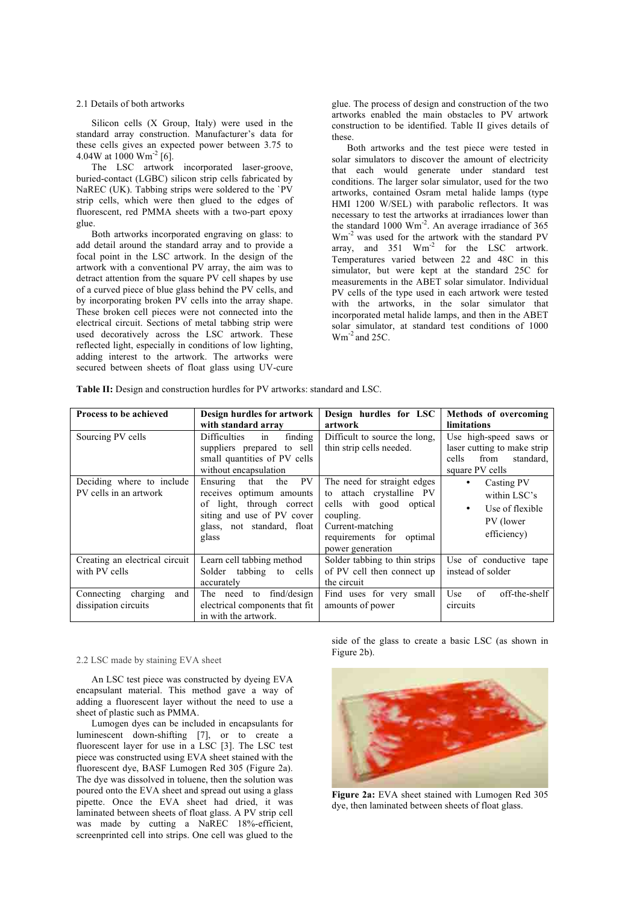2.1 Details of both artworks

Silicon cells (X Group, Italy) were used in the standard array construction. Manufacturer's data for these cells gives an expected power between 3.75 to 4.04W at 1000 $Wm^{-2}$ [6].

The LSC artwork incorporated laser-groove, buried-contact (LGBC) silicon strip cells fabricated by NaREC (UK). Tabbing strips were soldered to the `PV strip cells, which were then glued to the edges of fluorescent, red PMMA sheets with a two-part epoxy glue.

Both artworks incorporated engraving on glass: to add detail around the standard array and to provide a focal point in the LSC artwork. In the design of the artwork with a conventional PV array, the aim was to detract attention from the square PV cell shapes by use of a curved piece of blue glass behind the PV cells, and by incorporating broken PV cells into the array shape. These broken cell pieces were not connected into the electrical circuit. Sections of metal tabbing strip were used decoratively across the LSC artwork. These reflected light, especially in conditions of low lighting, adding interest to the artwork. The artworks were secured between sheets of float glass using UV-cure glue. The process of design and construction of the two artworks enabled the main obstacles to PV artwork construction to be identified. Table II gives details of these.

Both artworks and the test piece were tested in solar simulators to discover the amount of electricity that each would generate under standard test conditions. The larger solar simulator, used for the two artworks, contained Osram metal halide lamps (type HMI 1200 W/SEL) with parabolic reflectors. It was necessary to test the artworks at irradiances lower than the standard 1000 $Wm^{-2}$. An average irradiance of 365 $Wm^{-2}$ was used for the artwork with the standard PV array, and 351 $Wm^{-2}$ for the LSC artwork. Temperatures varied between 22 and 48C in this simulator, but were kept at the standard 25C for measurements in the ABET solar simulator. Individual PV cells of the type used in each artwork were tested with the artworks, in the solar simulator that incorporated metal halide lamps, and then in the ABET solar simulator, at standard test conditions of 1000 $Wm^{-2}$ and 25C.

**Table II:** Design and construction hurdles for PV artworks: standard and LSC.

| Process to be achieved | Design hurdles for artwork with standard array | Design hurdles for LSC artwork | Methods of overcoming limitations |
|---|---|---|---|
| Sourcing PV cells | Difficulties in finding suppliers prepared to sell small quantities of PV cells without encapsulation | Difficult to source the long, thin strip cells needed. | Use high-speed saws or laser cutting to make strip cells from standard, square PV cells |
| Deciding where to include PV cells in an artwork | Ensuring that the PV receives optimum amounts of light, through correct siting and use of PV cover glass, not standard, float glass | The need for straight edges to attach crystalline PV cells with good optical coupling. Current-matching requirements for optimal power generation | • Casting PV within LSC's<br>• Use of flexible PV (lower efficiency) |
| Creating an electrical circuit with PV cells | Learn cell tabbing method Solder tabbing to cells accurately | Solder tabbing to thin strips of PV cell then connect up the circuit | Use of conductive tape instead of solder |
| Connecting charging and dissipation circuits | The need to find/design electrical components that fit in with the artwork. | Find uses for very small amounts of power | Use of off-the-shelf circuits |

2.2 LSC made by staining EVA sheet

An LSC test piece was constructed by dyeing EVA encapsulant material. This method gave a way of adding a fluorescent layer without the need to use a sheet of plastic such as PMMA.

Lumogen dyes can be included in encapsulants for luminescent down-shifting [7], or to create a fluorescent layer for use in a LSC [3]. The LSC test piece was constructed using EVA sheet stained with the fluorescent dye, BASF Lumogen Red 305 (Figure 2a). The dye was dissolved in toluene, then the solution was poured onto the EVA sheet and spread out using a glass pipette. Once the EVA sheet had dried, it was laminated between sheets of float glass. A PV strip cell was made by cutting a NaREC 18%-efficient, screenprinted cell into strips. One cell was glued to the side of the glass to create a basic LSC (as shown in Figure 2b).

**Figure 2a:** EVA sheet stained with Lumogen Red 305 dye, then laminated between sheets of float glass.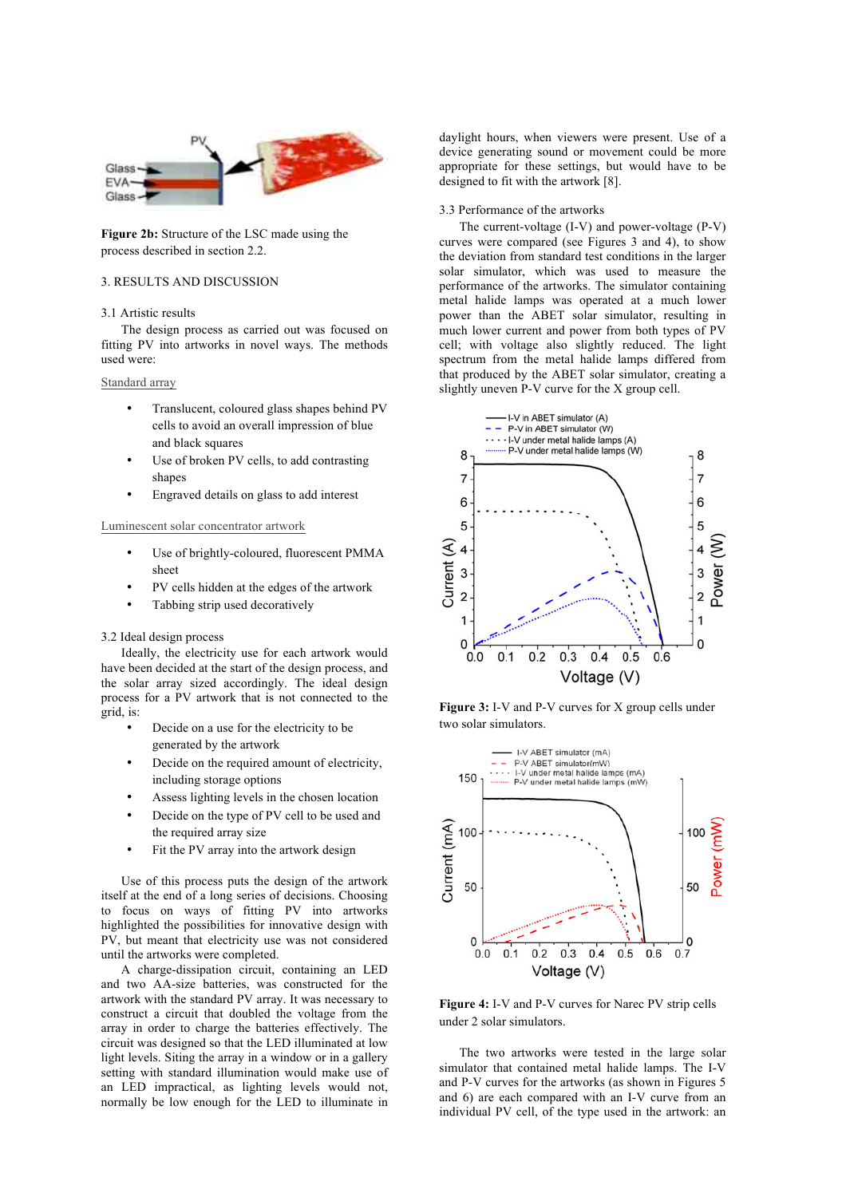**Figure 2b:** Structure of the LSC made using the process described in section 2.2.

## 3. RESULTS AND DISCUSSION

### 3.1 Artistic results

The design process as carried out was focused on fitting PV into artworks in novel ways. The methods used were:

Standard array

- Translucent, coloured glass shapes behind PV cells to avoid an overall impression of blue and black squares
- Use of broken PV cells, to add contrasting shapes
- Engraved details on glass to add interest

Luminescent solar concentrator artwork

- Use of brightly-coloured, fluorescent PMMA sheet
- PV cells hidden at the edges of the artwork
- Tabbing strip used decoratively

### 3.2 Ideal design process

Ideally, the electricity use for each artwork would have been decided at the start of the design process, and the solar array sized accordingly. The ideal design process for a PV artwork that is not connected to the grid, is:

- Decide on a use for the electricity to be generated by the artwork
- Decide on the required amount of electricity, including storage options
- Assess lighting levels in the chosen location
- Decide on the type of PV cell to be used and the required array size
- Fit the PV array into the artwork design

Use of this process puts the design of the artwork itself at the end of a long series of decisions. Choosing to focus on ways of fitting PV into artworks highlighted the possibilities for innovative design with PV, but meant that electricity use was not considered until the artworks were completed.

A charge-dissipation circuit, containing an LED and two AA-size batteries, was constructed for the artwork with the standard PV array. It was necessary to construct a circuit that doubled the voltage from the array in order to charge the batteries effectively. The circuit was designed so that the LED illuminated at low light levels. Siting the array in a window or in a gallery setting with standard illumination would make use of an LED impractical, as lighting levels would not, normally be low enough for the LED to illuminate in daylight hours, when viewers were present. Use of a device generating sound or movement could be more appropriate for these settings, but would have to be designed to fit with the artwork [8].

### 3.3 Performance of the artworks

The current-voltage (I-V) and power-voltage (P-V) curves were compared (see Figures 3 and 4), to show the deviation from standard test conditions in the larger solar simulator, which was used to measure the performance of the artworks. The simulator containing metal halide lamps was operated at a much lower power than the ABET solar simulator, resulting in much lower current and power from both types of PV cell; with voltage also slightly reduced. The light spectrum from the metal halide lamps differed from that produced by the ABET solar simulator, creating a slightly uneven P-V curve for the X group cell.

**Figure 3:** I-V and P-V curves for X group cells under two solar simulators.

**Figure 4:** I-V and P-V curves for Narec PV strip cells under 2 solar simulators.

The two artworks were tested in the large solar simulator that contained metal halide lamps. The I-V and P-V curves for the artworks (as shown in Figures 5 and 6) are each compared with an I-V curve from an individual PV cell, of the type used in the artwork: an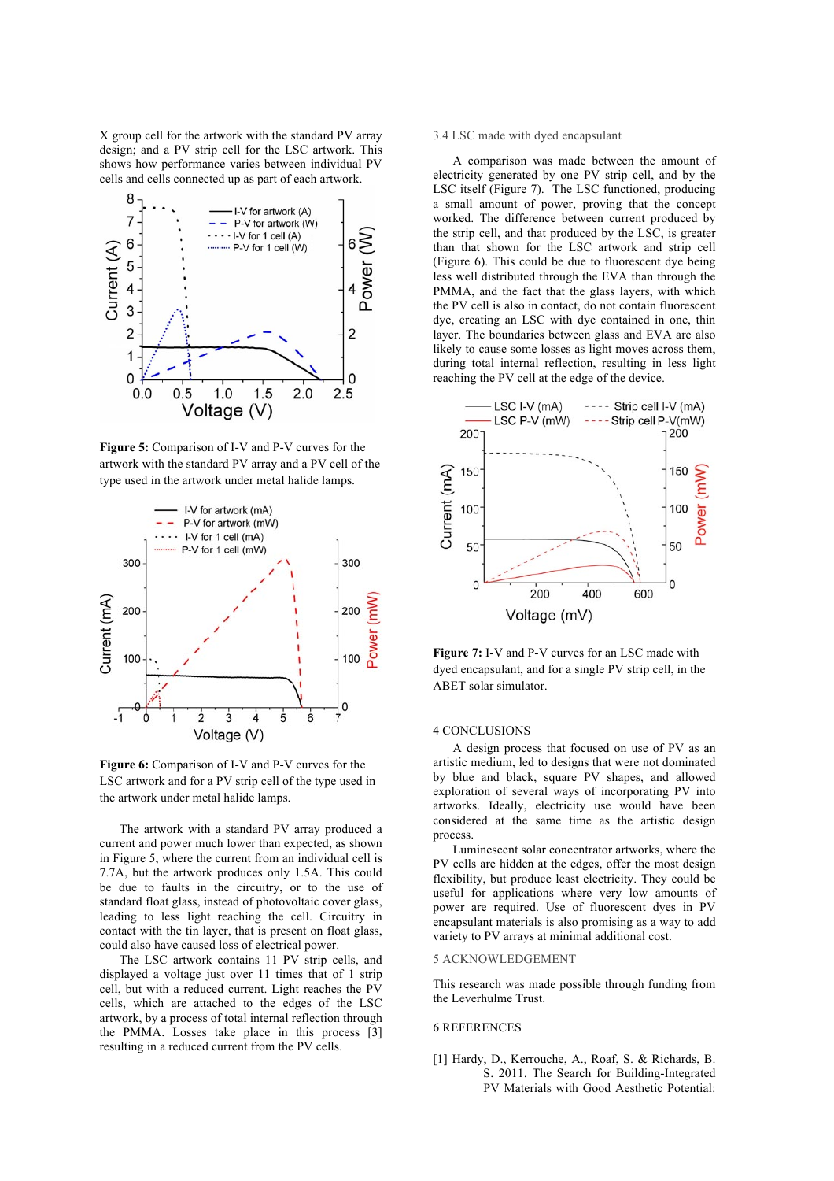X group cell for the artwork with the standard PV array design; and a PV strip cell for the LSC artwork. This shows how performance varies between individual PV cells and cells connected up as part of each artwork.

**Figure 5:** Comparison of I-V and P-V curves for the artwork with the standard PV array and a PV cell of the type used in the artwork under metal halide lamps.

**Figure 6:** Comparison of I-V and P-V curves for the LSC artwork and for a PV strip cell of the type used in the artwork under metal halide lamps.

The artwork with a standard PV array produced a current and power much lower than expected, as shown in Figure 5, where the current from an individual cell is 7.7A, but the artwork produces only 1.5A. This could be due to faults in the circuitry, or to the use of standard float glass, instead of photovoltaic cover glass, leading to less light reaching the cell. Circuitry in contact with the tin layer, that is present on float glass, could also have caused loss of electrical power.

The LSC artwork contains 11 PV strip cells, and displayed a voltage just over 11 times that of 1 strip cell, but with a reduced current. Light reaches the PV cells, which are attached to the edges of the LSC artwork, by a process of total internal reflection through the PMMA. Losses take place in this process [3] resulting in a reduced current from the PV cells.

### 3.4 LSC made with dyed encapsulant

A comparison was made between the amount of electricity generated by one PV strip cell, and by the LSC itself (Figure 7). The LSC functioned, producing a small amount of power, proving that the concept worked. The difference between current produced by the strip cell, and that produced by the LSC, is greater than that shown for the LSC artwork and strip cell (Figure 6). This could be due to fluorescent dye being less well distributed through the EVA than through the PMMA, and the fact that the glass layers, with which the PV cell is also in contact, do not contain fluorescent dye, creating an LSC with dye contained in one, thin layer. The boundaries between glass and EVA are also likely to cause some losses as light moves across them, during total internal reflection, resulting in less light reaching the PV cell at the edge of the device.

**Figure 7:** I-V and P-V curves for an LSC made with dyed encapsulant, and for a single PV strip cell, in the ABET solar simulator.

## 4 CONCLUSIONS

A design process that focused on use of PV as an artistic medium, led to designs that were not dominated by blue and black, square PV shapes, and allowed exploration of several ways of incorporating PV into artworks. Ideally, electricity use would have been considered at the same time as the artistic design process.

Luminescent solar concentrator artworks, where the PV cells are hidden at the edges, offer the most design flexibility, but produce least electricity. They could be useful for applications where very low amounts of power are required. Use of fluorescent dyes in PV encapsulant materials is also promising as a way to add variety to PV arrays at minimal additional cost.

## 5 ACKNOWLEDGEMENT

This research was made possible through funding from the Leverhulme Trust.

## 6 REFERENCES

[1] Hardy, D., Kerrouche, A., Roaf, S. & Richards, B. S. 2011. The Search for Building-Integrated PV Materials with Good Aesthetic Potential: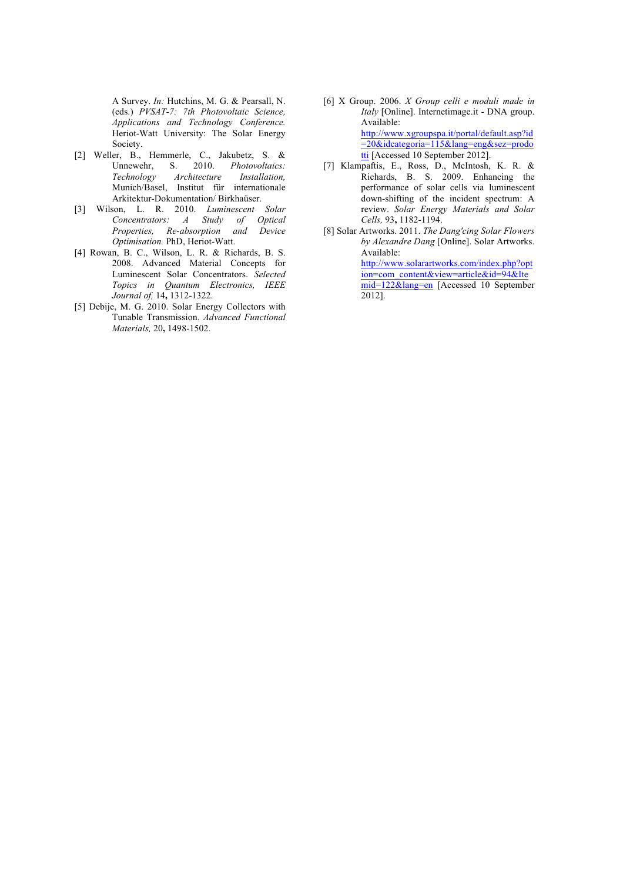A Survey. *In:* Hutchins, M. G. & Pearsall, N. (eds.) *PVSAT-7: 7th Photovoltaic Science, Applications and Technology Conference.* Heriot-Watt University: The Solar Energy Society.

[2] Weller, B., Hemmerle, C., Jakubetz, S. & Unnewehr, S. 2010. *Photovoltaics: Technology Architecture Installation,* Munich/Basel, Institut für internationale Arkitektur-Dokumentation/ Birkhaüser.

[3] Wilson, L. R. 2010. *Luminescent Solar Concentrators: A Study of Optical Properties, Re-absorption and Device Optimisation.* PhD, Heriot-Watt.

[4] Rowan, B. C., Wilson, L. R. & Richards, B. S. 2008. Advanced Material Concepts for Luminescent Solar Concentrators. *Selected Topics in Quantum Electronics, IEEE Journal of,* 14**,** 1312-1322.

[5] Debije, M. G. 2010. Solar Energy Collectors with Tunable Transmission. *Advanced Functional Materials,* 20**,** 1498-1502.

[6] X Group. 2006. *X Group celli e moduli made in Italy* [Online]. Internetimage.it - DNA group. Available: http://www.xgroupspa.it/portal/default.asp?id=20&idcategoria=115&lang=eng&sez=prodotti [Accessed 10 September 2012].

[7] Klampaftis, E., Ross, D., McIntosh, K. R. & Richards, B. S. 2009. Enhancing the performance of solar cells via luminescent down-shifting of the incident spectrum: A review. *Solar Energy Materials and Solar Cells,* 93**,** 1182-1194.

[8] Solar Artworks. 2011. *The Dang'cing Solar Flowers by Alexandre Dang* [Online]. Solar Artworks. Available: http://www.solarartworks.com/index.php?option=com_content&view=article&id=94&Itemid=122&lang=en [Accessed 10 September 2012].